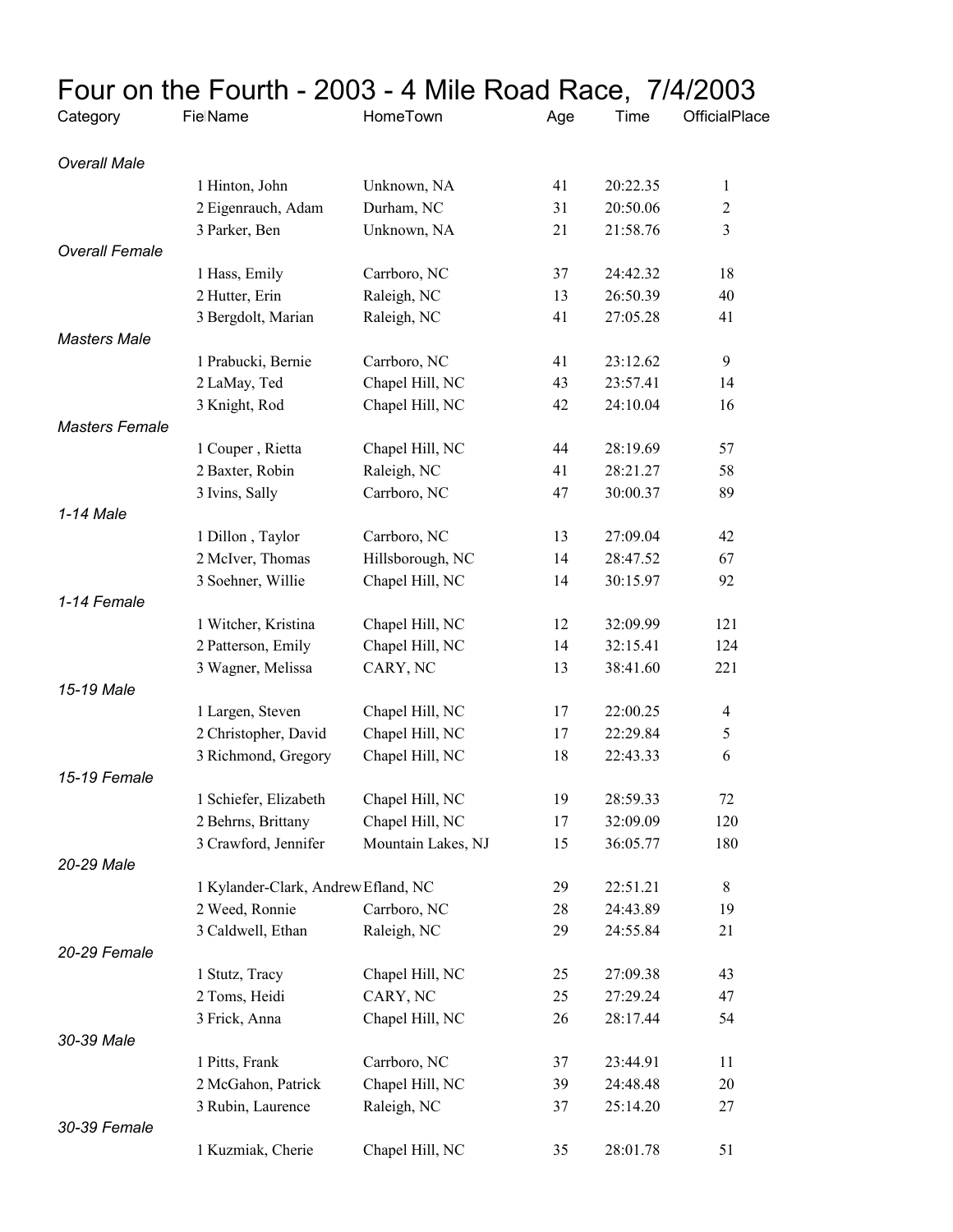# Four on the Fourth - 2003 - 4 Mile Road Race, 7/4/2003

| Category | Fie | Name | HomeTown | Age | Time | OfficialPlace |
|---|---|---|---|---|---|---|
| *Overall Male* | | | | | | |
| | 1 | Hinton, John | Unknown, NA | 41 | 20:22.35 | 1 |
| | 2 | Eigenrauch, Adam | Durham, NC | 31 | 20:50.06 | 2 |
| | 3 | Parker, Ben | Unknown, NA | 21 | 21:58.76 | 3 |
| *Overall Female* | | | | | | |
| | 1 | Hass, Emily | Carrboro, NC | 37 | 24:42.32 | 18 |
| | 2 | Hutter, Erin | Raleigh, NC | 13 | 26:50.39 | 40 |
| | 3 | Bergdolt, Marian | Raleigh, NC | 41 | 27:05.28 | 41 |
| *Masters Male* | | | | | | |
| | 1 | Prabucki, Bernie | Carrboro, NC | 41 | 23:12.62 | 9 |
| | 2 | LaMay, Ted | Chapel Hill, NC | 43 | 23:57.41 | 14 |
| | 3 | Knight, Rod | Chapel Hill, NC | 42 | 24:10.04 | 16 |
| *Masters Female* | | | | | | |
| | 1 | Couper , Rietta | Chapel Hill, NC | 44 | 28:19.69 | 57 |
| | 2 | Baxter, Robin | Raleigh, NC | 41 | 28:21.27 | 58 |
| | 3 | Ivins, Sally | Carrboro, NC | 47 | 30:00.37 | 89 |
| *1-14 Male* | | | | | | |
| | 1 | Dillon , Taylor | Carrboro, NC | 13 | 27:09.04 | 42 |
| | 2 | McIver, Thomas | Hillsborough, NC | 14 | 28:47.52 | 67 |
| | 3 | Soehner, Willie | Chapel Hill, NC | 14 | 30:15.97 | 92 |
| *1-14 Female* | | | | | | |
| | 1 | Witcher, Kristina | Chapel Hill, NC | 12 | 32:09.99 | 121 |
| | 2 | Patterson, Emily | Chapel Hill, NC | 14 | 32:15.41 | 124 |
| | 3 | Wagner, Melissa | CARY, NC | 13 | 38:41.60 | 221 |
| *15-19 Male* | | | | | | |
| | 1 | Largen, Steven | Chapel Hill, NC | 17 | 22:00.25 | 4 |
| | 2 | Christopher, David | Chapel Hill, NC | 17 | 22:29.84 | 5 |
| | 3 | Richmond, Gregory | Chapel Hill, NC | 18 | 22:43.33 | 6 |
| *15-19 Female* | | | | | | |
| | 1 | Schiefer, Elizabeth | Chapel Hill, NC | 19 | 28:59.33 | 72 |
| | 2 | Behrns, Brittany | Chapel Hill, NC | 17 | 32:09.09 | 120 |
| | 3 | Crawford, Jennifer | Mountain Lakes, NJ | 15 | 36:05.77 | 180 |
| *20-29 Male* | | | | | | |
| | 1 | Kylander-Clark, Andrew | Efland, NC | 29 | 22:51.21 | 8 |
| | 2 | Weed, Ronnie | Carrboro, NC | 28 | 24:43.89 | 19 |
| | 3 | Caldwell, Ethan | Raleigh, NC | 29 | 24:55.84 | 21 |
| *20-29 Female* | | | | | | |
| | 1 | Stutz, Tracy | Chapel Hill, NC | 25 | 27:09.38 | 43 |
| | 2 | Toms, Heidi | CARY, NC | 25 | 27:29.24 | 47 |
| | 3 | Frick, Anna | Chapel Hill, NC | 26 | 28:17.44 | 54 |
| *30-39 Male* | | | | | | |
| | 1 | Pitts, Frank | Carrboro, NC | 37 | 23:44.91 | 11 |
| | 2 | McGahon, Patrick | Chapel Hill, NC | 39 | 24:48.48 | 20 |
| | 3 | Rubin, Laurence | Raleigh, NC | 37 | 25:14.20 | 27 |
| *30-39 Female* | | | | | | |
| | 1 | Kuzmiak, Cherie | Chapel Hill, NC | 35 | 28:01.78 | 51 |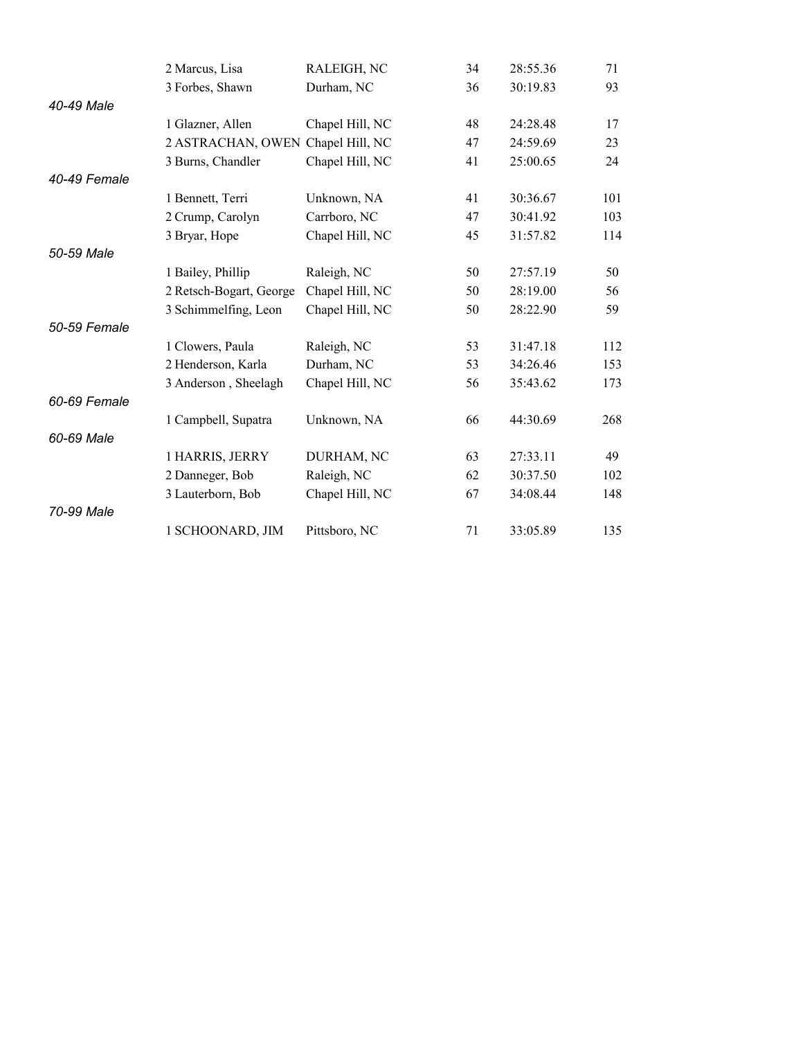| | | | | | |
|---|---|---|---|---|---|
| | 2 Marcus, Lisa | RALEIGH, NC | 34 | 28:55.36 | 71 |
| | 3 Forbes, Shawn | Durham, NC | 36 | 30:19.83 | 93 |
| *40-49 Male* | | | | | |
| | 1 Glazner, Allen | Chapel Hill, NC | 48 | 24:28.48 | 17 |
| | 2 ASTRACHAN, OWEN | Chapel Hill, NC | 47 | 24:59.69 | 23 |
| | 3 Burns, Chandler | Chapel Hill, NC | 41 | 25:00.65 | 24 |
| *40-49 Female* | | | | | |
| | 1 Bennett, Terri | Unknown, NA | 41 | 30:36.67 | 101 |
| | 2 Crump, Carolyn | Carrboro, NC | 47 | 30:41.92 | 103 |
| | 3 Bryar, Hope | Chapel Hill, NC | 45 | 31:57.82 | 114 |
| *50-59 Male* | | | | | |
| | 1 Bailey, Phillip | Raleigh, NC | 50 | 27:57.19 | 50 |
| | 2 Retsch-Bogart, George | Chapel Hill, NC | 50 | 28:19.00 | 56 |
| | 3 Schimmelfing, Leon | Chapel Hill, NC | 50 | 28:22.90 | 59 |
| *50-59 Female* | | | | | |
| | 1 Clowers, Paula | Raleigh, NC | 53 | 31:47.18 | 112 |
| | 2 Henderson, Karla | Durham, NC | 53 | 34:26.46 | 153 |
| | 3 Anderson , Sheelagh | Chapel Hill, NC | 56 | 35:43.62 | 173 |
| *60-69 Female* | | | | | |
| | 1 Campbell, Supatra | Unknown, NA | 66 | 44:30.69 | 268 |
| *60-69 Male* | | | | | |
| | 1 HARRIS, JERRY | DURHAM, NC | 63 | 27:33.11 | 49 |
| | 2 Danneger, Bob | Raleigh, NC | 62 | 30:37.50 | 102 |
| | 3 Lauterborn, Bob | Chapel Hill, NC | 67 | 34:08.44 | 148 |
| *70-99 Male* | | | | | |
| | 1 SCHOONARD, JIM | Pittsboro, NC | 71 | 33:05.89 | 135 |